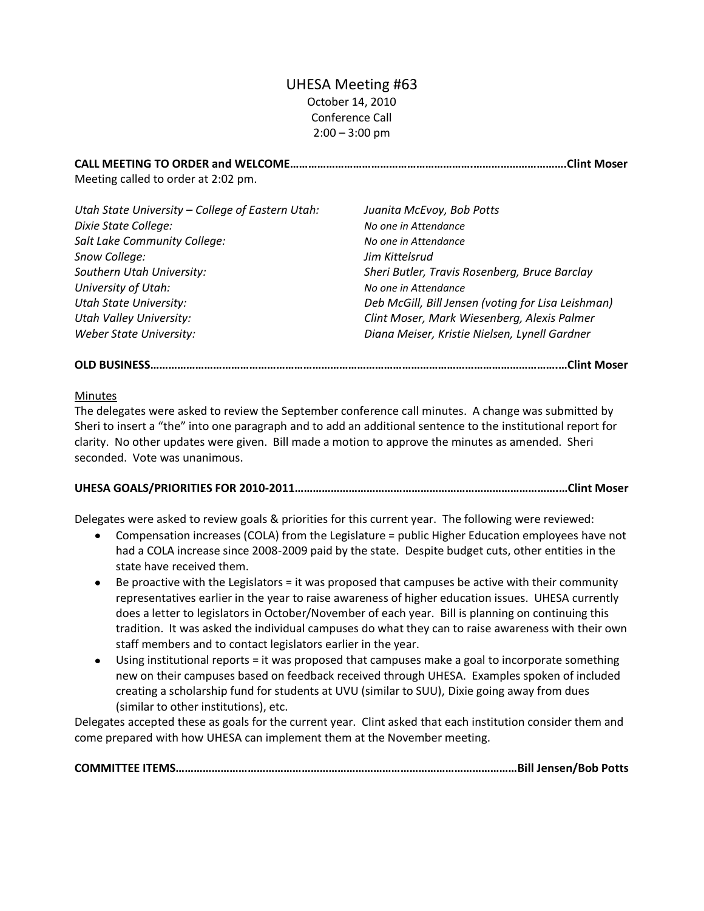# UHESA Meeting #63

October 14, 2010
Conference Call
2:00 – 3:00 pm

**CALL MEETING TO ORDER and WELCOME……………………………………………………..…………………………Clint Moser**

Meeting called to order at 2:02 pm.

| | |
|---|---|
| *Utah State University – College of Eastern Utah:* | *Juanita McEvoy, Bob Potts* |
| *Dixie State College:* | *No one in Attendance* |
| *Salt Lake Community College:* | *No one in Attendance* |
| *Snow College:* | *Jim Kittelsrud* |
| *Southern Utah University:* | *Sheri Butler, Travis Rosenberg, Bruce Barclay* |
| *University of Utah:* | *No one in Attendance* |
| *Utah State University:* | *Deb McGill, Bill Jensen (voting for Lisa Leishman)* |
| *Utah Valley University:* | *Clint Moser, Mark Wiesenberg, Alexis Palmer* |
| *Weber State University:* | *Diana Meiser, Kristie Nielsen, Lynell Gardner* |

**OLD BUSINESS……………………………………………………………………………………………………………………..Clint Moser**

Minutes

The delegates were asked to review the September conference call minutes. A change was submitted by Sheri to insert a "the" into one paragraph and to add an additional sentence to the institutional report for clarity. No other updates were given. Bill made a motion to approve the minutes as amended. Sheri seconded. Vote was unanimous.

**UHESA GOALS/PRIORITIES FOR 2010-2011…………………………………………………………………………..…Clint Moser**

Delegates were asked to review goals & priorities for this current year. The following were reviewed:

- Compensation increases (COLA) from the Legislature = public Higher Education employees have not had a COLA increase since 2008-2009 paid by the state. Despite budget cuts, other entities in the state have received them.
- Be proactive with the Legislators = it was proposed that campuses be active with their community representatives earlier in the year to raise awareness of higher education issues. UHESA currently does a letter to legislators in October/November of each year. Bill is planning on continuing this tradition. It was asked the individual campuses do what they can to raise awareness with their own staff members and to contact legislators earlier in the year.
- Using institutional reports = it was proposed that campuses make a goal to incorporate something new on their campuses based on feedback received through UHESA. Examples spoken of included creating a scholarship fund for students at UVU (similar to SUU), Dixie going away from dues (similar to other institutions), etc.

Delegates accepted these as goals for the current year. Clint asked that each institution consider them and come prepared with how UHESA can implement them at the November meeting.

**COMMITTEE ITEMS……………………………………………………………………………………………………Bill Jensen/Bob Potts**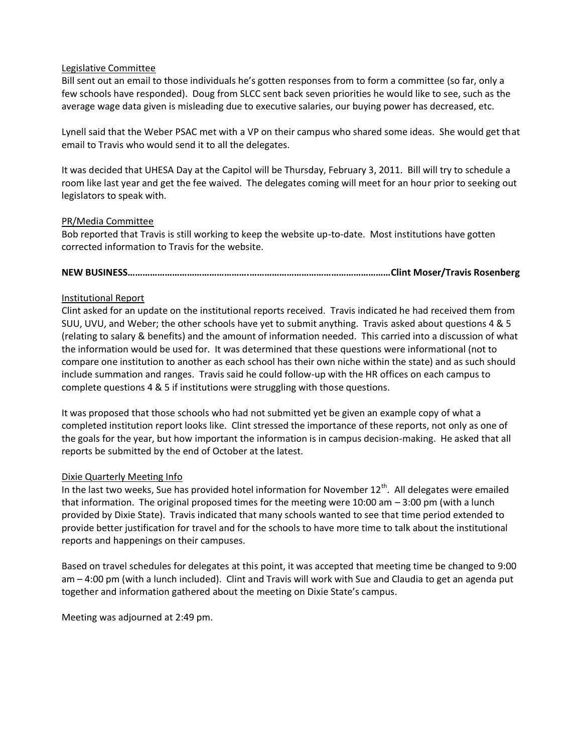Legislative Committee

Bill sent out an email to those individuals he's gotten responses from to form a committee (so far, only a few schools have responded). Doug from SLCC sent back seven priorities he would like to see, such as the average wage data given is misleading due to executive salaries, our buying power has decreased, etc.

Lynell said that the Weber PSAC met with a VP on their campus who shared some ideas. She would get that email to Travis who would send it to all the delegates.

It was decided that UHESA Day at the Capitol will be Thursday, February 3, 2011. Bill will try to schedule a room like last year and get the fee waived. The delegates coming will meet for an hour prior to seeking out legislators to speak with.

PR/Media Committee

Bob reported that Travis is still working to keep the website up-to-date. Most institutions have gotten corrected information to Travis for the website.

**NEW BUSINESS……………………………………………………………………………………………………Clint Moser/Travis Rosenberg**

Institutional Report

Clint asked for an update on the institutional reports received. Travis indicated he had received them from SUU, UVU, and Weber; the other schools have yet to submit anything. Travis asked about questions 4 & 5 (relating to salary & benefits) and the amount of information needed. This carried into a discussion of what the information would be used for. It was determined that these questions were informational (not to compare one institution to another as each school has their own niche within the state) and as such should include summation and ranges. Travis said he could follow-up with the HR offices on each campus to complete questions 4 & 5 if institutions were struggling with those questions.

It was proposed that those schools who had not submitted yet be given an example copy of what a completed institution report looks like. Clint stressed the importance of these reports, not only as one of the goals for the year, but how important the information is in campus decision-making. He asked that all reports be submitted by the end of October at the latest.

Dixie Quarterly Meeting Info

In the last two weeks, Sue has provided hotel information for November 12th. All delegates were emailed that information. The original proposed times for the meeting were 10:00 am – 3:00 pm (with a lunch provided by Dixie State). Travis indicated that many schools wanted to see that time period extended to provide better justification for travel and for the schools to have more time to talk about the institutional reports and happenings on their campuses.

Based on travel schedules for delegates at this point, it was accepted that meeting time be changed to 9:00 am – 4:00 pm (with a lunch included). Clint and Travis will work with Sue and Claudia to get an agenda put together and information gathered about the meeting on Dixie State's campus.

Meeting was adjourned at 2:49 pm.